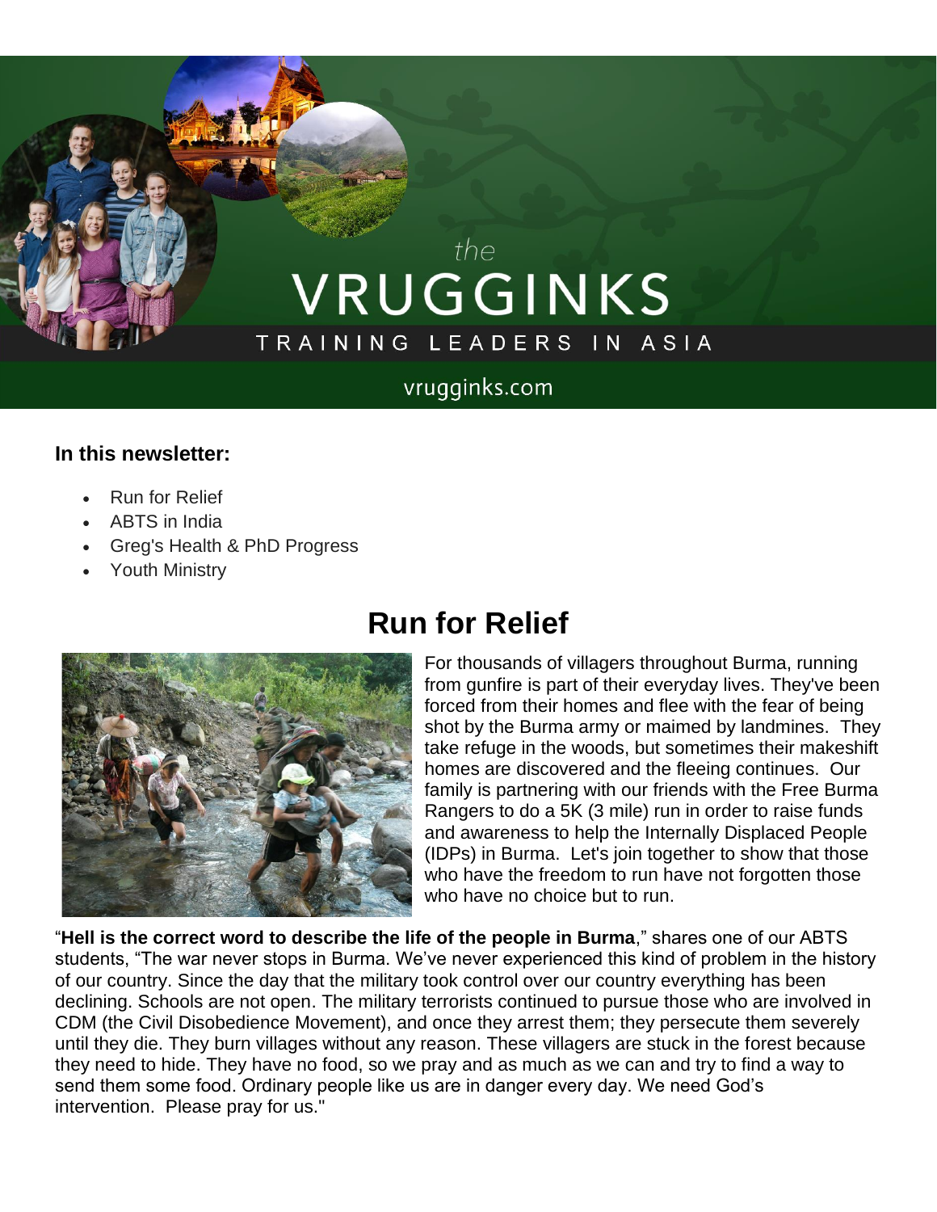the

# VRUGGINKS

TRAINING LEADERS IN ASIA

vrugginks.com

**In this newsletter:**

- Run for Relief
- ABTS in India
- Greg's Health & PhD Progress
- Youth Ministry

## Run for Relief

For thousands of villagers throughout Burma, running from gunfire is part of their everyday lives. They've been forced from their homes and flee with the fear of being shot by the Burma army or maimed by landmines. They take refuge in the woods, but sometimes their makeshift homes are discovered and the fleeing continues. Our family is partnering with our friends with the Free Burma Rangers to do a 5K (3 mile) run in order to raise funds and awareness to help the Internally Displaced People (IDPs) in Burma. Let's join together to show that those who have the freedom to run have not forgotten those who have no choice but to run.

"**Hell is the correct word to describe the life of the people in Burma**," shares one of our ABTS students, "The war never stops in Burma. We've never experienced this kind of problem in the history of our country. Since the day that the military took control over our country everything has been declining. Schools are not open. The military terrorists continued to pursue those who are involved in CDM (the Civil Disobedience Movement), and once they arrest them; they persecute them severely until they die. They burn villages without any reason. These villagers are stuck in the forest because they need to hide. They have no food, so we pray and as much as we can and try to find a way to send them some food. Ordinary people like us are in danger every day. We need God's intervention. Please pray for us."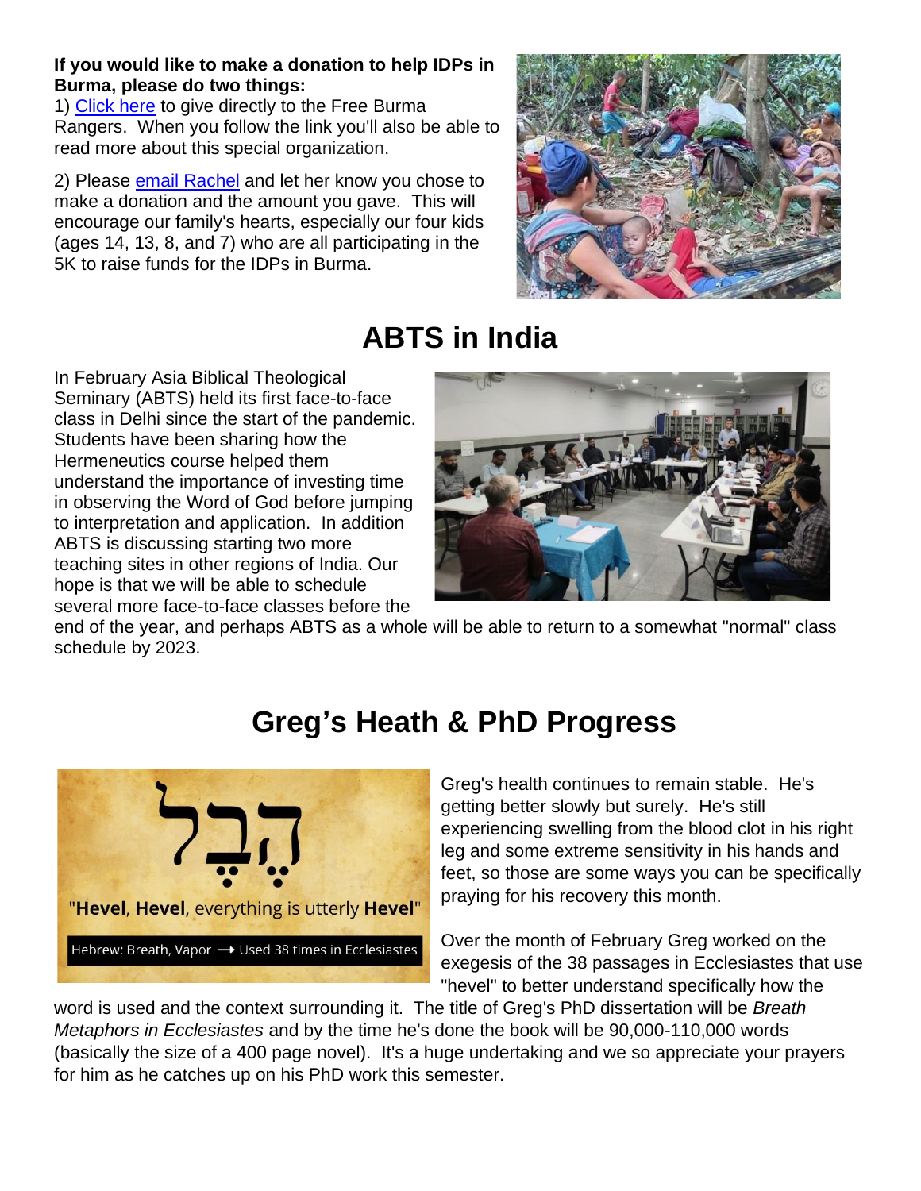**If you would like to make a donation to help IDPs in Burma, please do two things:**

1) Click here to give directly to the Free Burma Rangers. When you follow the link you'll also be able to read more about this special organization.

2) Please email Rachel and let her know you chose to make a donation and the amount you gave. This will encourage our family's hearts, especially our four kids (ages 14, 13, 8, and 7) who are all participating in the 5K to raise funds for the IDPs in Burma.

# ABTS in India

In February Asia Biblical Theological Seminary (ABTS) held its first face-to-face class in Delhi since the start of the pandemic. Students have been sharing how the Hermeneutics course helped them understand the importance of investing time in observing the Word of God before jumping to interpretation and application. In addition ABTS is discussing starting two more teaching sites in other regions of India. Our hope is that we will be able to schedule several more face-to-face classes before the end of the year, and perhaps ABTS as a whole will be able to return to a somewhat "normal" class schedule by 2023.

# Greg's Heath & PhD Progress

הֶבֶל

"**Hevel**, **Hevel**, everything is utterly **Hevel**"

Hebrew: Breath, Vapor → Used 38 times in Ecclesiastes

Greg's health continues to remain stable. He's getting better slowly but surely. He's still experiencing swelling from the blood clot in his right leg and some extreme sensitivity in his hands and feet, so those are some ways you can be specifically praying for his recovery this month.

Over the month of February Greg worked on the exegesis of the 38 passages in Ecclesiastes that use "hevel" to better understand specifically how the word is used and the context surrounding it. The title of Greg's PhD dissertation will be *Breath Metaphors in Ecclesiastes* and by the time he's done the book will be 90,000-110,000 words (basically the size of a 400 page novel). It's a huge undertaking and we so appreciate your prayers for him as he catches up on his PhD work this semester.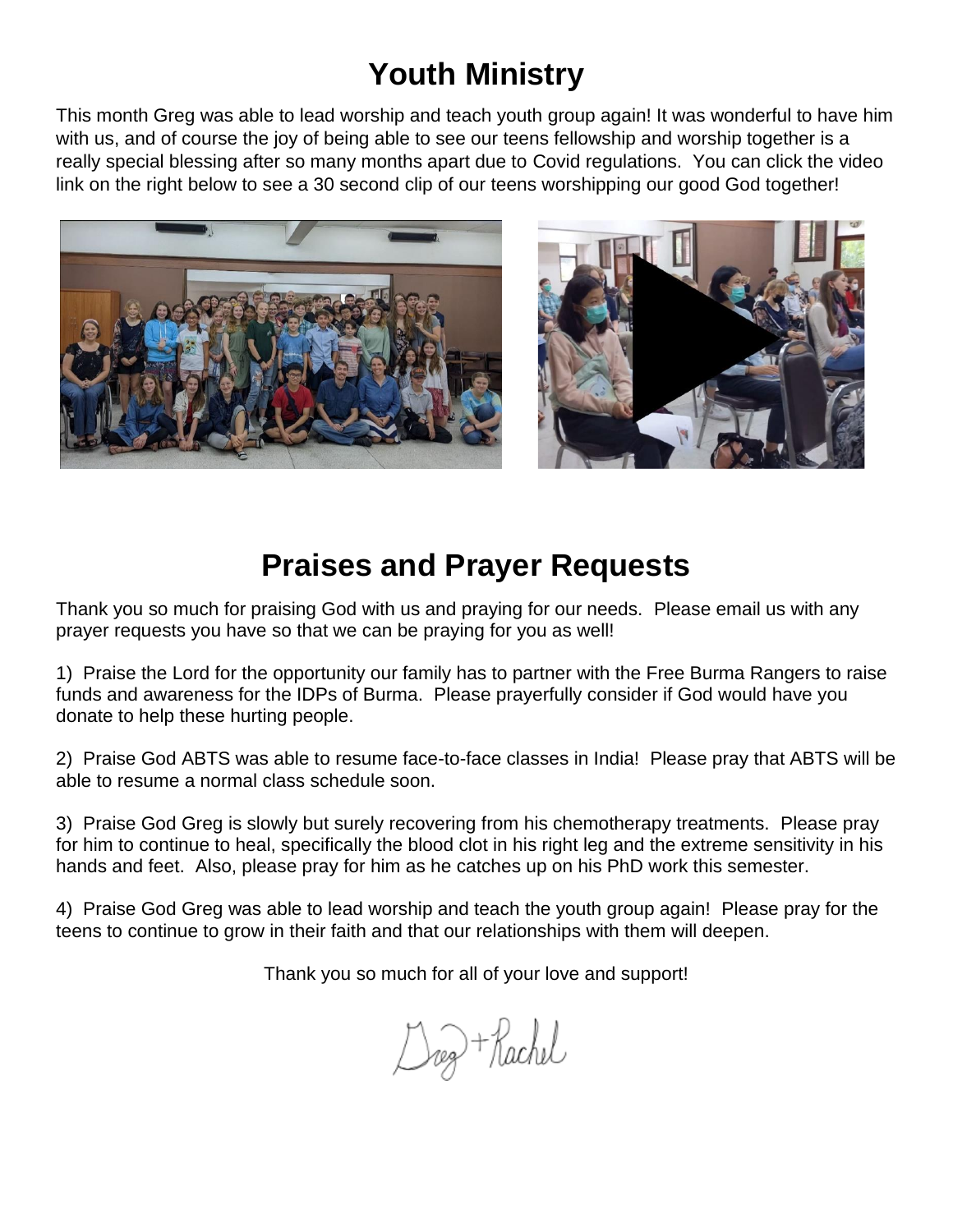# Youth Ministry

This month Greg was able to lead worship and teach youth group again! It was wonderful to have him with us, and of course the joy of being able to see our teens fellowship and worship together is a really special blessing after so many months apart due to Covid regulations. You can click the video link on the right below to see a 30 second clip of our teens worshipping our good God together!

# Praises and Prayer Requests

Thank you so much for praising God with us and praying for our needs. Please email us with any prayer requests you have so that we can be praying for you as well!

1) Praise the Lord for the opportunity our family has to partner with the Free Burma Rangers to raise funds and awareness for the IDPs of Burma. Please prayerfully consider if God would have you donate to help these hurting people.

2) Praise God ABTS was able to resume face-to-face classes in India! Please pray that ABTS will be able to resume a normal class schedule soon.

3) Praise God Greg is slowly but surely recovering from his chemotherapy treatments. Please pray for him to continue to heal, specifically the blood clot in his right leg and the extreme sensitivity in his hands and feet. Also, please pray for him as he catches up on his PhD work this semester.

4) Praise God Greg was able to lead worship and teach the youth group again! Please pray for the teens to continue to grow in their faith and that our relationships with them will deepen.

Thank you so much for all of your love and support!

Greg + Rachel